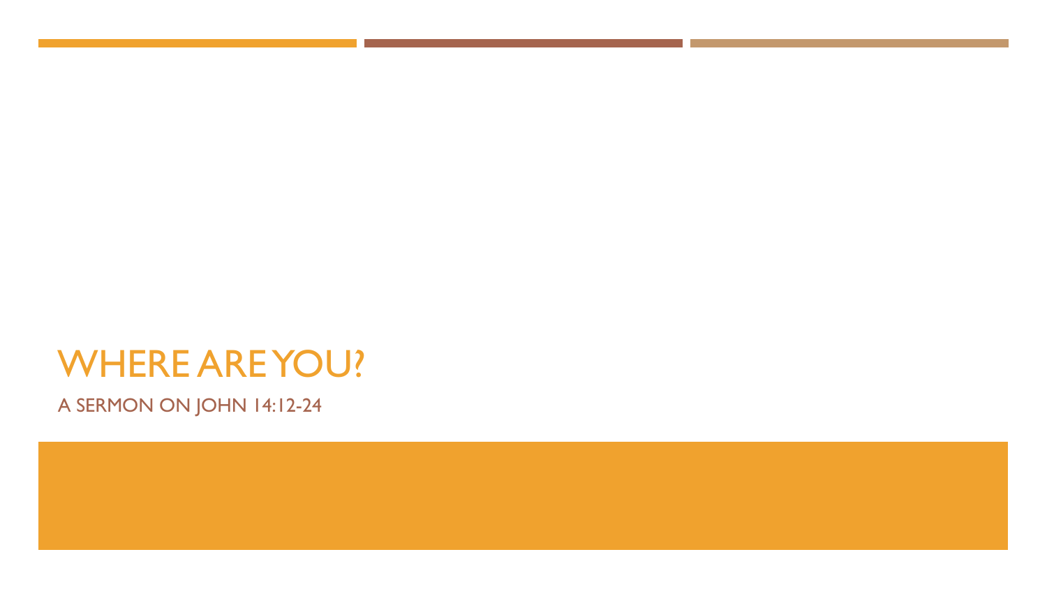# WHERE ARE YOU?

## A SERMON ON JOHN 14:12-24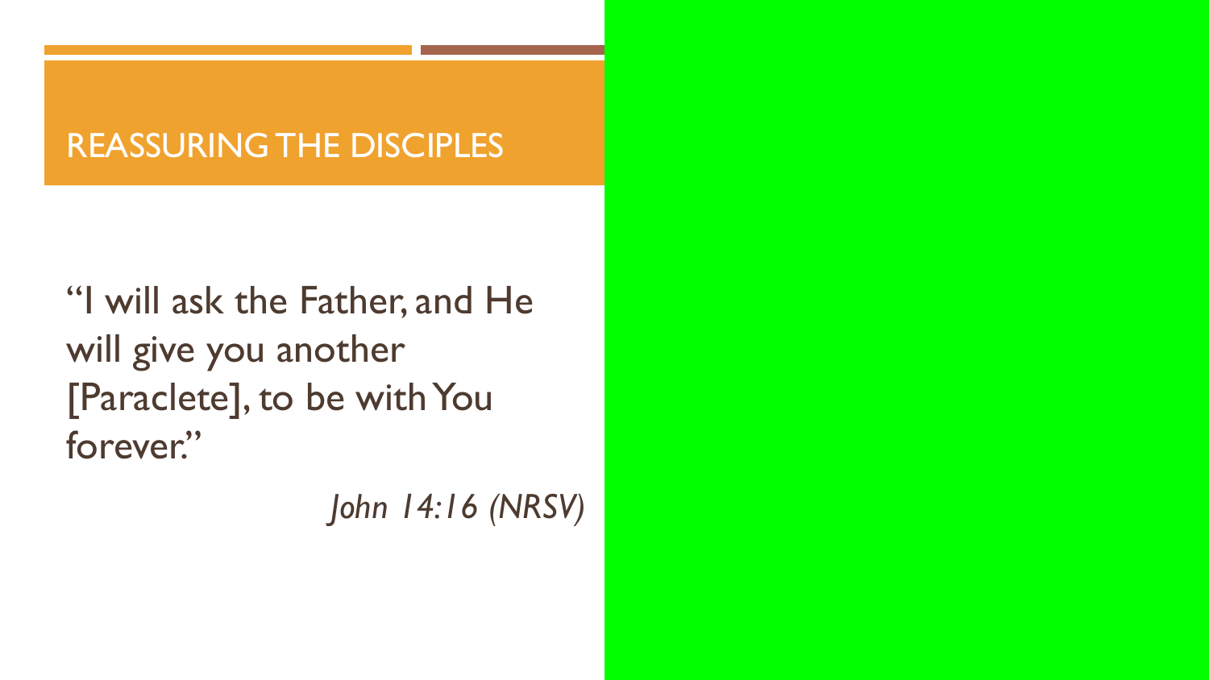# REASSURING THE DISCIPLES

"I will ask the Father, and He will give you another [Paraclete], to be with You forever."

*John 14:16 (NRSV)*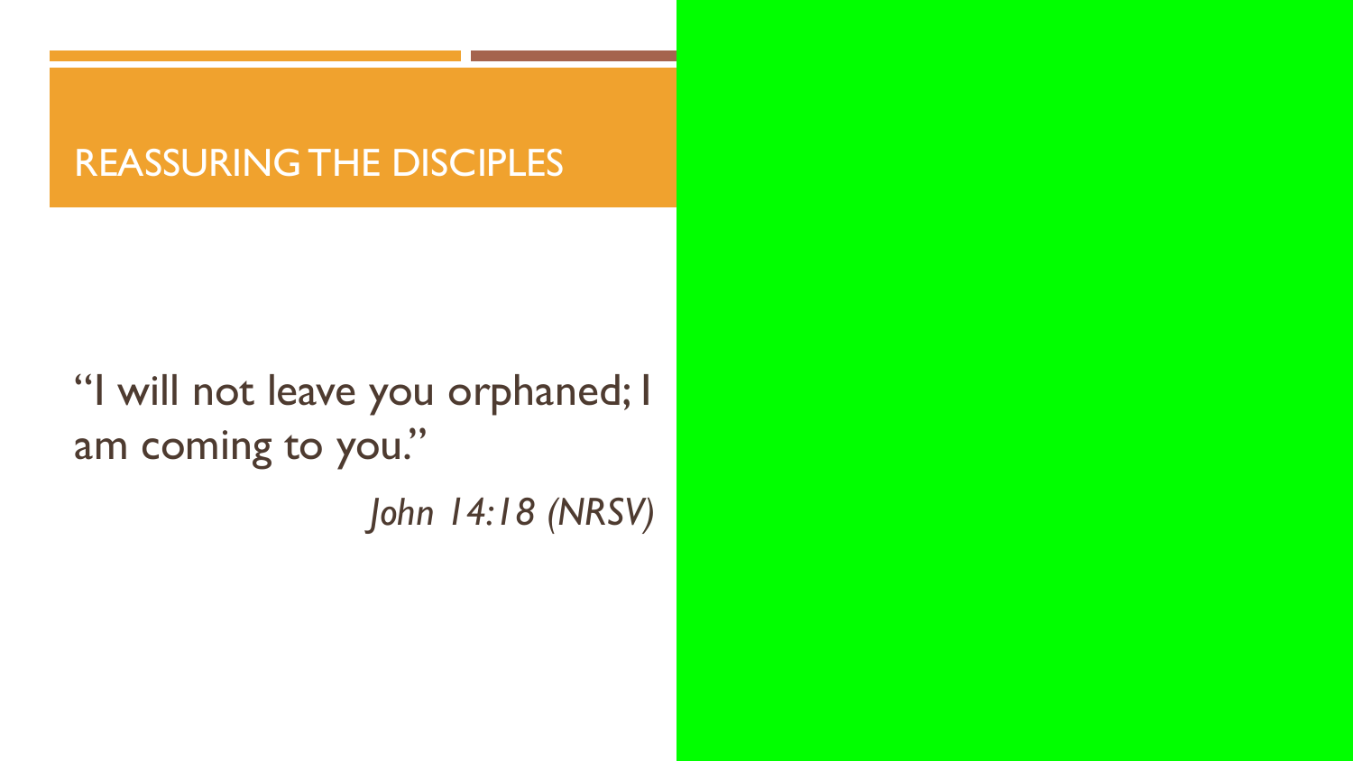# REASSURING THE DISCIPLES

"I will not leave you orphaned; I am coming to you."

*John 14:18 (NRSV)*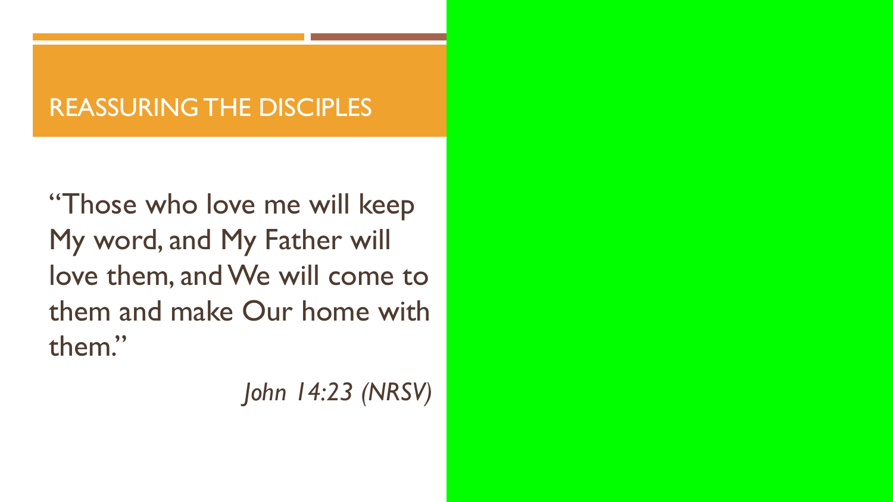# REASSURING THE DISCIPLES

"Those who love me will keep My word, and My Father will love them, and We will come to them and make Our home with them."

*John 14:23 (NRSV)*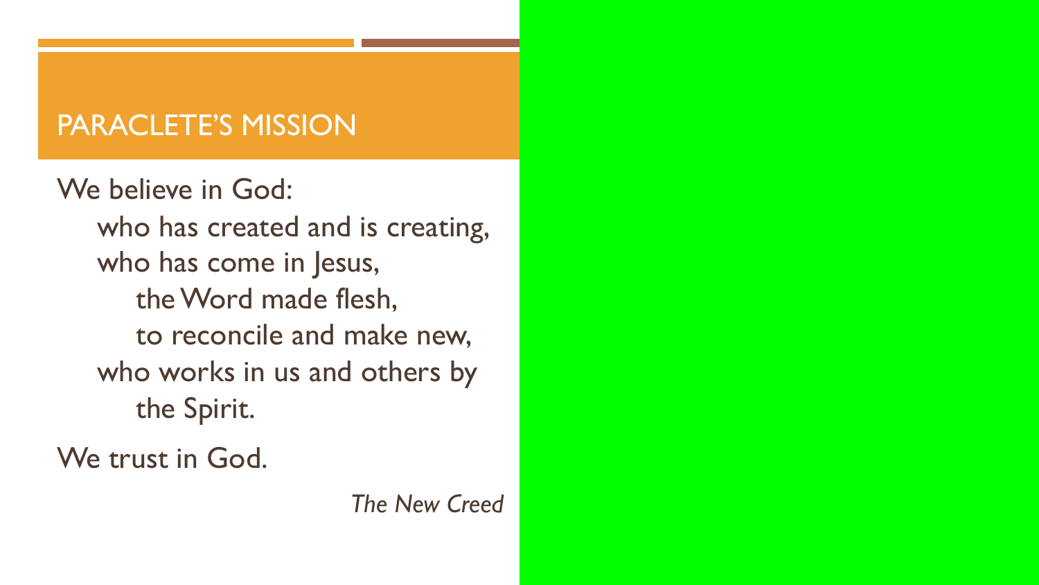# PARACLETE'S MISSION

We believe in God:

who has created and is creating,
who has come in Jesus,
the Word made flesh,
to reconcile and make new,
who works in us and others by
the Spirit.

We trust in God.

*The New Creed*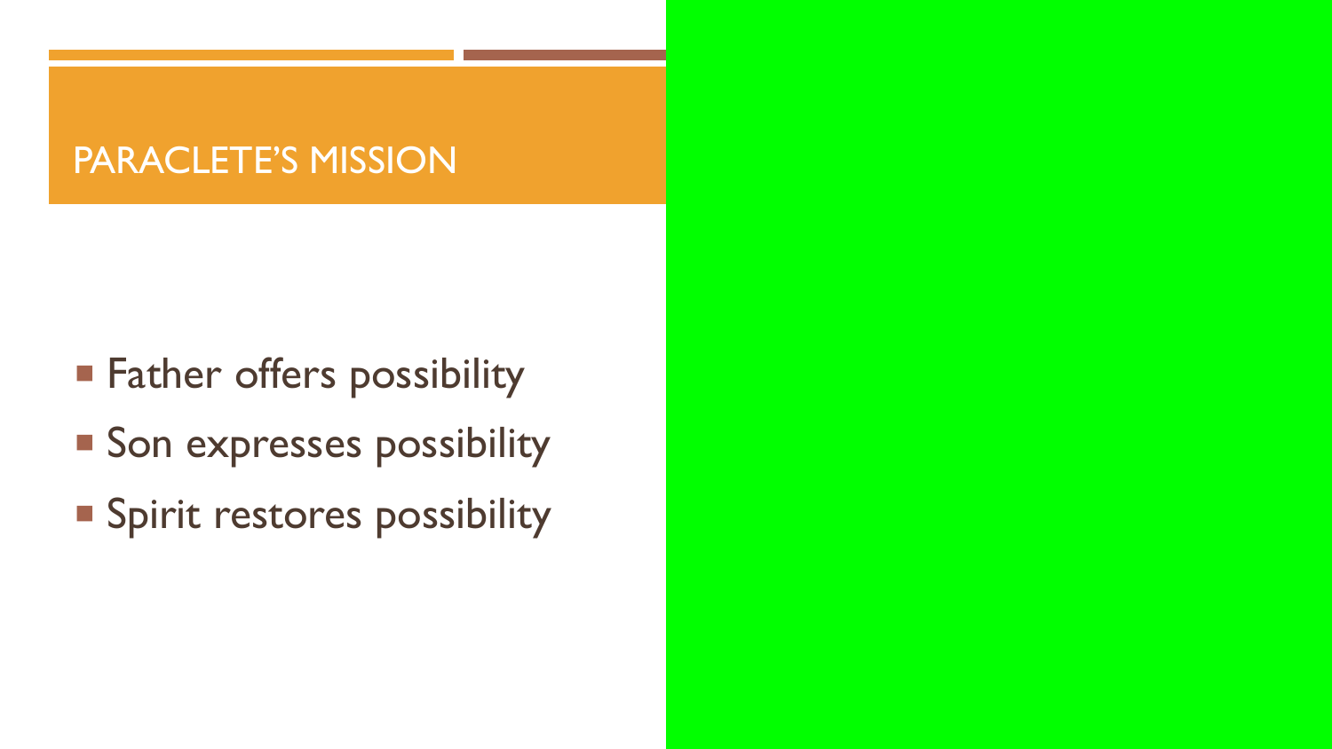# PARACLETE'S MISSION

- Father offers possibility
- Son expresses possibility
- Spirit restores possibility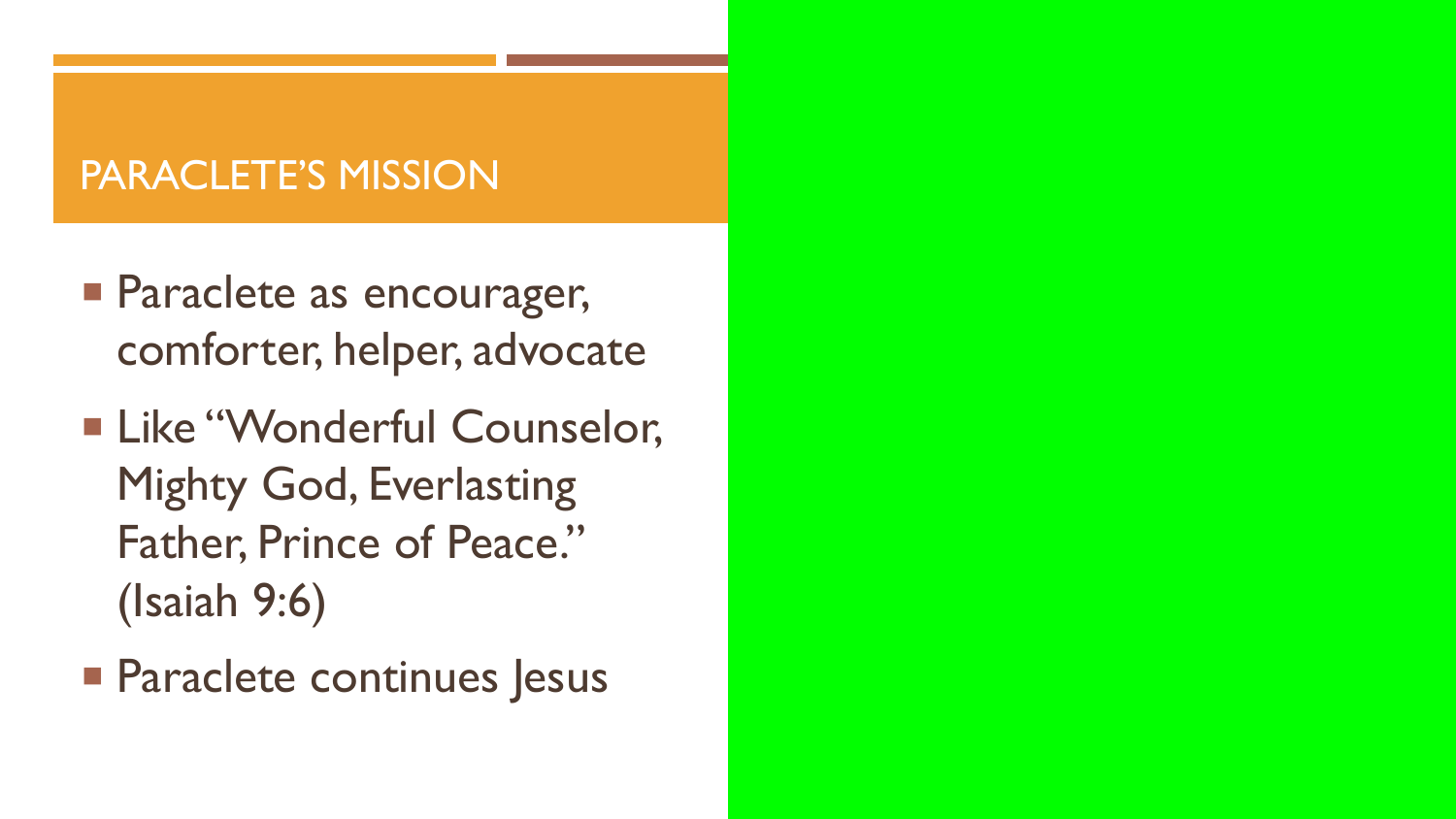# PARACLETE'S MISSION

- Paraclete as encourager, comforter, helper, advocate
- Like "Wonderful Counselor, Mighty God, Everlasting Father, Prince of Peace." (Isaiah 9:6)
- Paraclete continues Jesus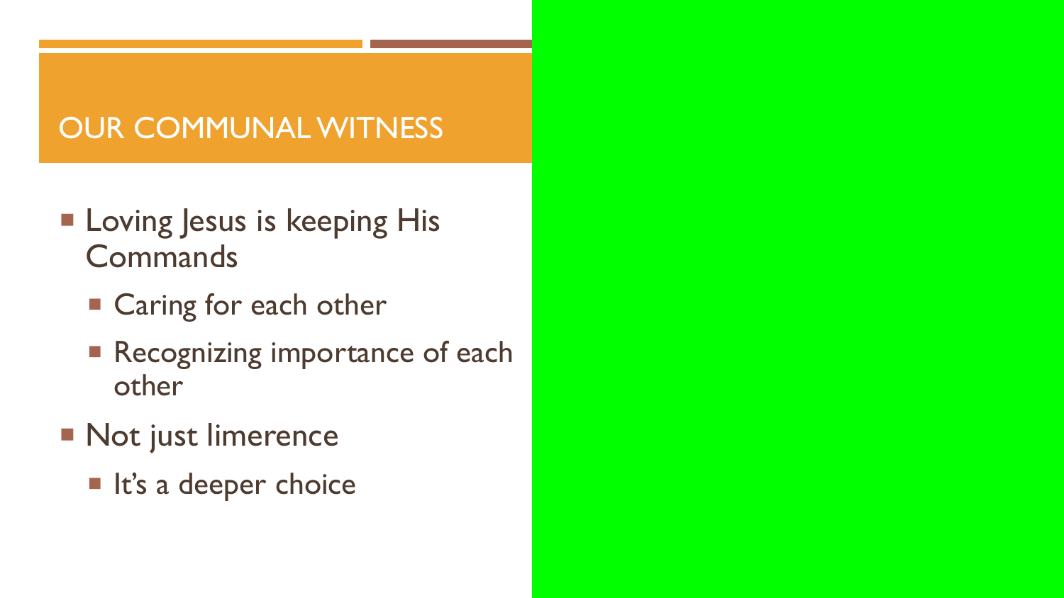## OUR COMMUNAL WITNESS

- Loving Jesus is keeping His Commands
  - Caring for each other
  - Recognizing importance of each other
- Not just limerence
  - It's a deeper choice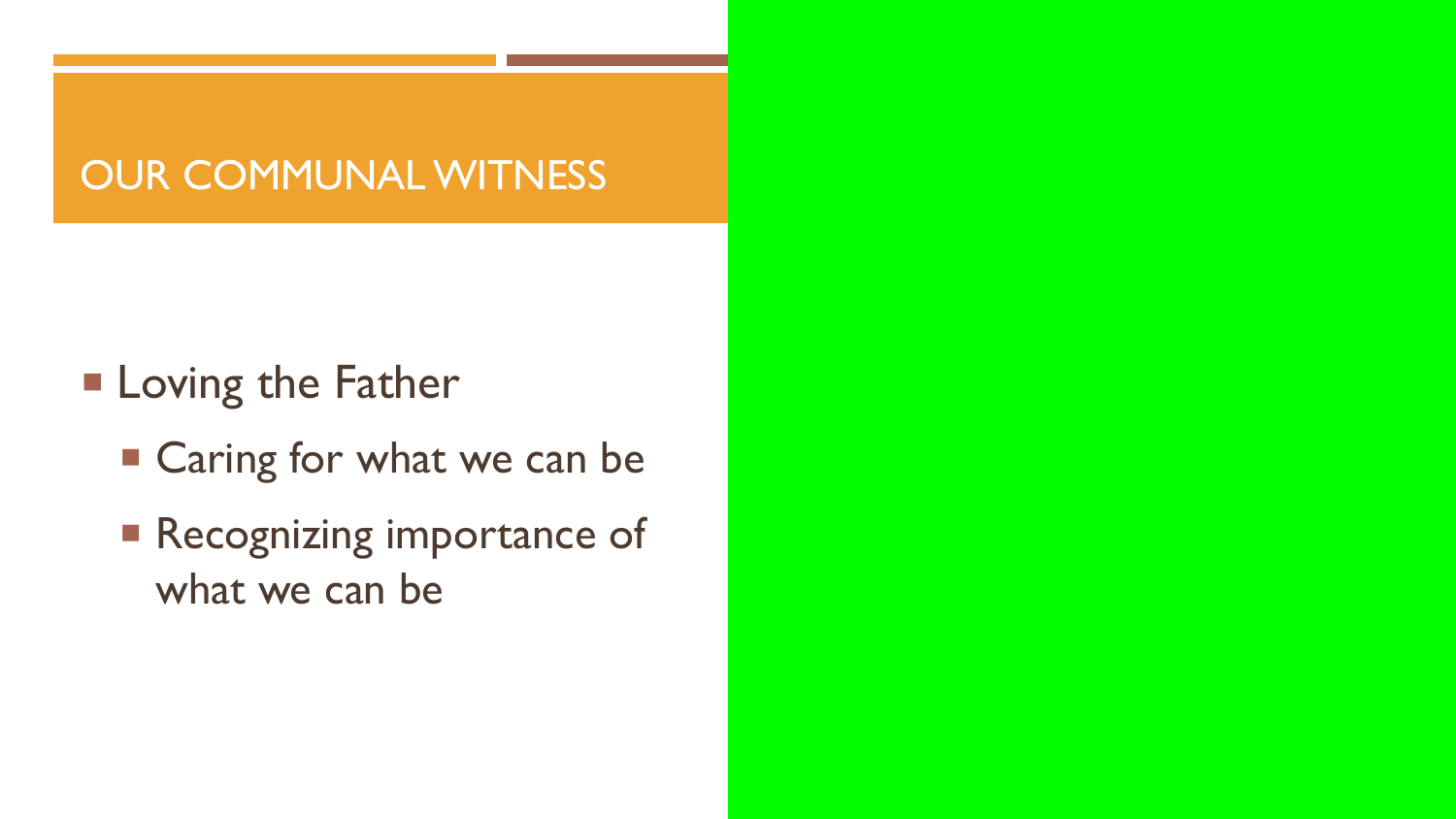# OUR COMMUNAL WITNESS

- Loving the Father
  - Caring for what we can be
  - Recognizing importance of what we can be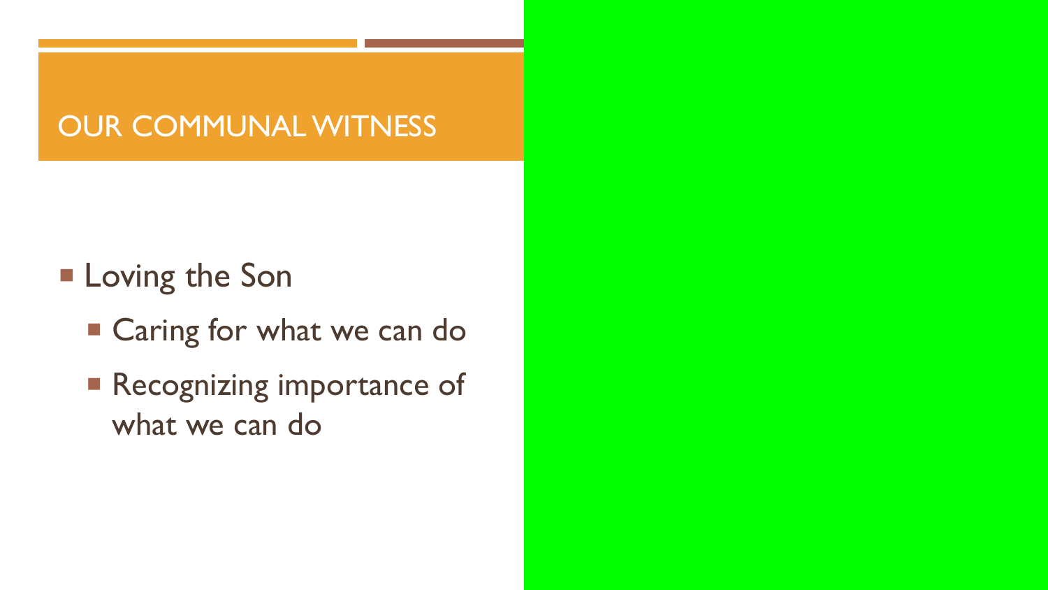# OUR COMMUNAL WITNESS

- Loving the Son
  - Caring for what we can do
  - Recognizing importance of what we can do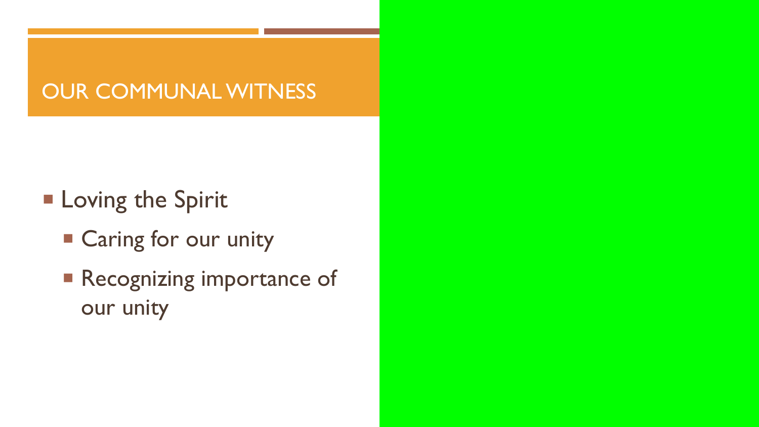# OUR COMMUNAL WITNESS

- Loving the Spirit
  - Caring for our unity
  - Recognizing importance of our unity